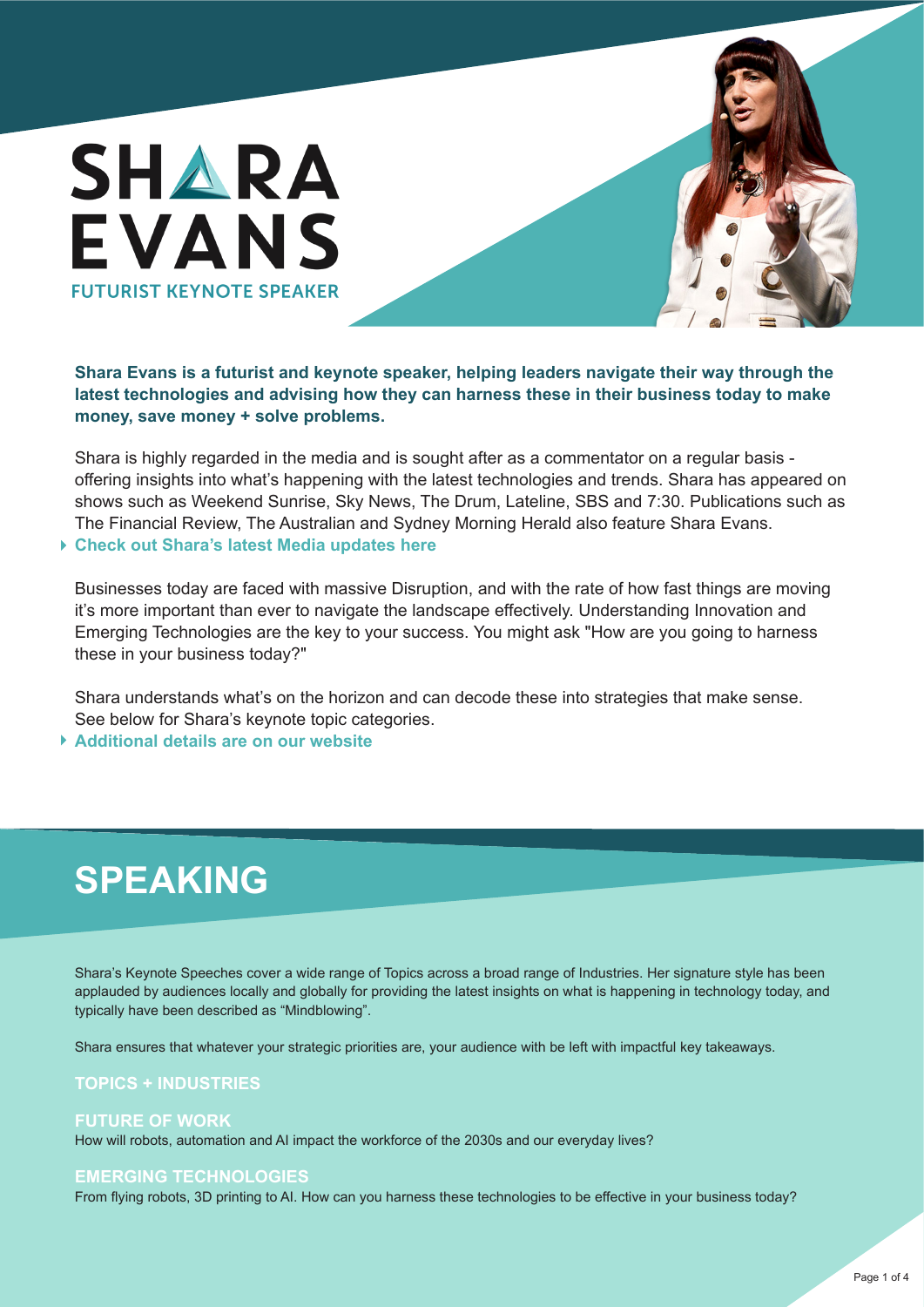# SHARA EVANS

FUTURIST KEYNOTE SPEAKER

**Shara Evans is a futurist and keynote speaker, helping leaders navigate their way through the latest technologies and advising how they can harness these in their business today to make money, save money + solve problems.**

Shara is highly regarded in the media and is sought after as a commentator on a regular basis - offering insights into what's happening with the latest technologies and trends. Shara has appeared on shows such as Weekend Sunrise, Sky News, The Drum, Lateline, SBS and 7:30. Publications such as The Financial Review, The Australian and Sydney Morning Herald also feature Shara Evans.

- **Check out Shara's latest Media updates here**

Businesses today are faced with massive Disruption, and with the rate of how fast things are moving it's more important than ever to navigate the landscape effectively. Understanding Innovation and Emerging Technologies are the key to your success. You might ask "How are you going to harness these in your business today?"

Shara understands what's on the horizon and can decode these into strategies that make sense. See below for Shara's keynote topic categories.

- **Additional details are on our website**

## SPEAKING

Shara's Keynote Speeches cover a wide range of Topics across a broad range of Industries. Her signature style has been applauded by audiences locally and globally for providing the latest insights on what is happening in technology today, and typically have been described as "Mindblowing".

Shara ensures that whatever your strategic priorities are, your audience with be left with impactful key takeaways.

### TOPICS + INDUSTRIES

#### FUTURE OF WORK

How will robots, automation and AI impact the workforce of the 2030s and our everyday lives?

#### EMERGING TECHNOLOGIES

From flying robots, 3D printing to AI. How can you harness these technologies to be effective in your business today?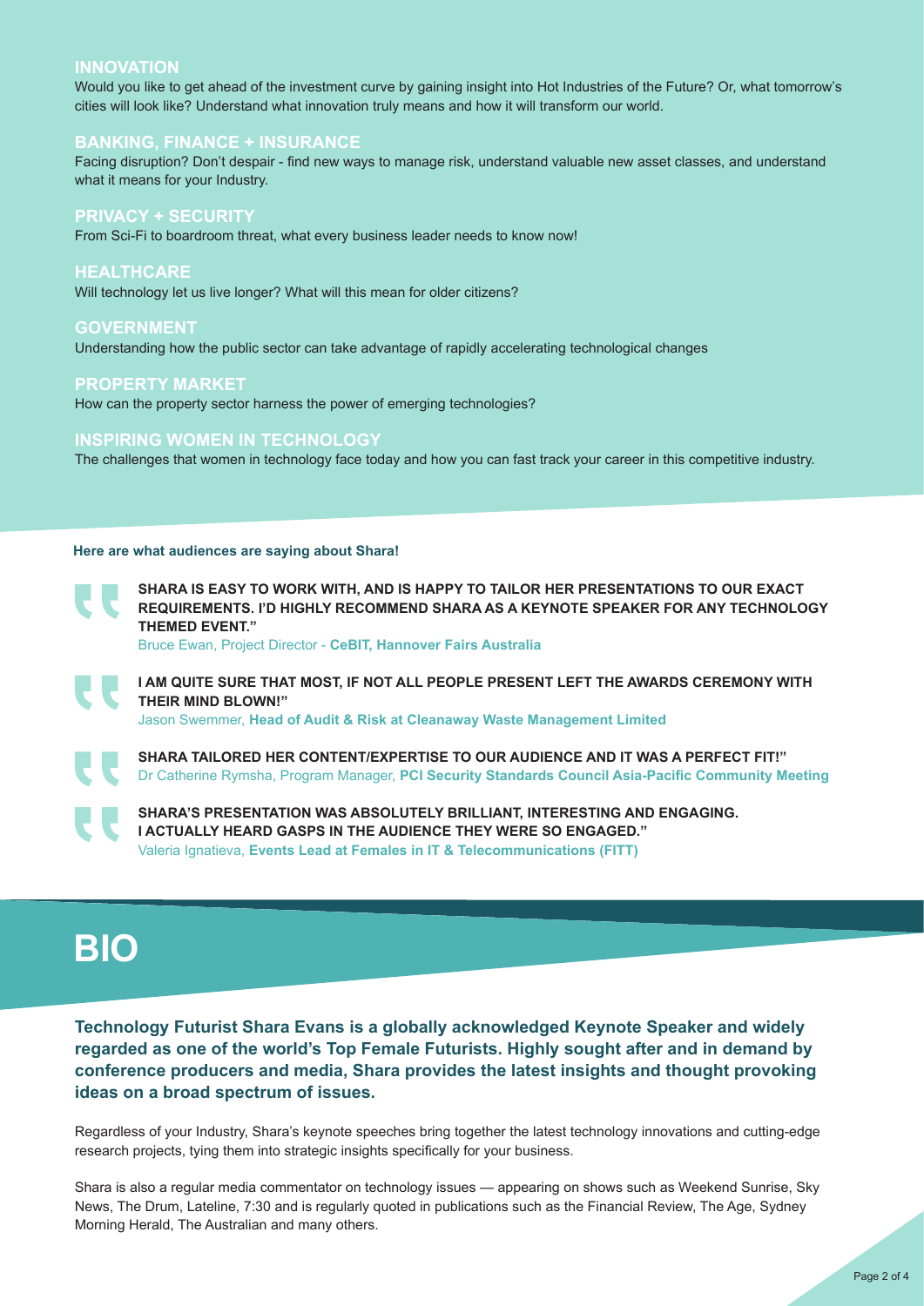### INNOVATION

Would you like to get ahead of the investment curve by gaining insight into Hot Industries of the Future? Or, what tomorrow's cities will look like? Understand what innovation truly means and how it will transform our world.

### BANKING, FINANCE + INSURANCE

Facing disruption? Don't despair - find new ways to manage risk, understand valuable new asset classes, and understand what it means for your Industry.

### PRIVACY + SECURITY

From Sci-Fi to boardroom threat, what every business leader needs to know now!

### HEALTHCARE

Will technology let us live longer? What will this mean for older citizens?

### GOVERNMENT

Understanding how the public sector can take advantage of rapidly accelerating technological changes

### PROPERTY MARKET

How can the property sector harness the power of emerging technologies?

### INSPIRING WOMEN IN TECHNOLOGY

The challenges that women in technology face today and how you can fast track your career in this competitive industry.

**Here are what audiences are saying about Shara!**

> **SHARA IS EASY TO WORK WITH, AND IS HAPPY TO TAILOR HER PRESENTATIONS TO OUR EXACT REQUIREMENTS. I'D HIGHLY RECOMMEND SHARA AS A KEYNOTE SPEAKER FOR ANY TECHNOLOGY THEMED EVENT."**
> Bruce Ewan, Project Director - **CeBIT, Hannover Fairs Australia**

> **I AM QUITE SURE THAT MOST, IF NOT ALL PEOPLE PRESENT LEFT THE AWARDS CEREMONY WITH THEIR MIND BLOWN!"**
> Jason Swemmer, **Head of Audit & Risk at Cleanaway Waste Management Limited**

> **SHARA TAILORED HER CONTENT/EXPERTISE TO OUR AUDIENCE AND IT WAS A PERFECT FIT!"**
> Dr Catherine Rymsha, Program Manager, **PCI Security Standards Council Asia-Pacific Community Meeting**

> **SHARA'S PRESENTATION WAS ABSOLUTELY BRILLIANT, INTERESTING AND ENGAGING. I ACTUALLY HEARD GASPS IN THE AUDIENCE THEY WERE SO ENGAGED."**
> Valeria Ignatieva, **Events Lead at Females in IT & Telecommunications (FITT)**

# BIO

**Technology Futurist Shara Evans is a globally acknowledged Keynote Speaker and widely regarded as one of the world's Top Female Futurists. Highly sought after and in demand by conference producers and media, Shara provides the latest insights and thought provoking ideas on a broad spectrum of issues.**

Regardless of your Industry, Shara's keynote speeches bring together the latest technology innovations and cutting-edge research projects, tying them into strategic insights specifically for your business.

Shara is also a regular media commentator on technology issues — appearing on shows such as Weekend Sunrise, Sky News, The Drum, Lateline, 7:30 and is regularly quoted in publications such as the Financial Review, The Age, Sydney Morning Herald, The Australian and many others.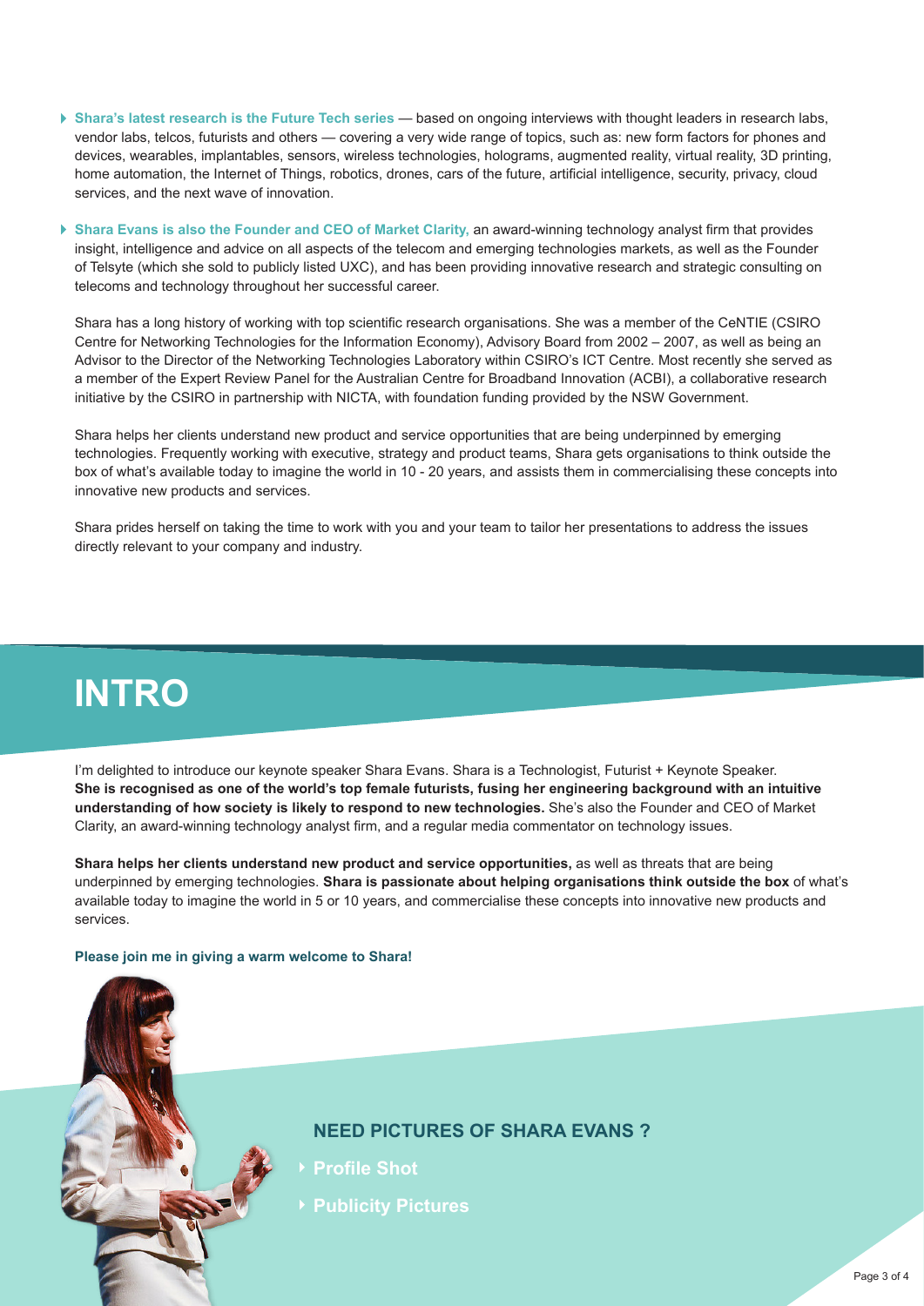- **Shara's latest research is the Future Tech series** — based on ongoing interviews with thought leaders in research labs, vendor labs, telcos, futurists and others — covering a very wide range of topics, such as: new form factors for phones and devices, wearables, implantables, sensors, wireless technologies, holograms, augmented reality, virtual reality, 3D printing, home automation, the Internet of Things, robotics, drones, cars of the future, artificial intelligence, security, privacy, cloud services, and the next wave of innovation.

- **Shara Evans is also the Founder and CEO of Market Clarity,** an award-winning technology analyst firm that provides insight, intelligence and advice on all aspects of the telecom and emerging technologies markets, as well as the Founder of Telsyte (which she sold to publicly listed UXC), and has been providing innovative research and strategic consulting on telecoms and technology throughout her successful career.

  Shara has a long history of working with top scientific research organisations. She was a member of the CeNTIE (CSIRO Centre for Networking Technologies for the Information Economy), Advisory Board from 2002 – 2007, as well as being an Advisor to the Director of the Networking Technologies Laboratory within CSIRO's ICT Centre. Most recently she served as a member of the Expert Review Panel for the Australian Centre for Broadband Innovation (ACBI), a collaborative research initiative by the CSIRO in partnership with NICTA, with foundation funding provided by the NSW Government.

  Shara helps her clients understand new product and service opportunities that are being underpinned by emerging technologies. Frequently working with executive, strategy and product teams, Shara gets organisations to think outside the box of what's available today to imagine the world in 10 - 20 years, and assists them in commercialising these concepts into innovative new products and services.

  Shara prides herself on taking the time to work with you and your team to tailor her presentations to address the issues directly relevant to your company and industry.

# INTRO

I'm delighted to introduce our keynote speaker Shara Evans. Shara is a Technologist, Futurist + Keynote Speaker. **She is recognised as one of the world's top female futurists, fusing her engineering background with an intuitive understanding of how society is likely to respond to new technologies.** She's also the Founder and CEO of Market Clarity, an award-winning technology analyst firm, and a regular media commentator on technology issues.

**Shara helps her clients understand new product and service opportunities,** as well as threats that are being underpinned by emerging technologies. **Shara is passionate about helping organisations think outside the box** of what's available today to imagine the world in 5 or 10 years, and commercialise these concepts into innovative new products and services.

**Please join me in giving a warm welcome to Shara!**

## NEED PICTURES OF SHARA EVANS ?

- **Profile Shot**
- **Publicity Pictures**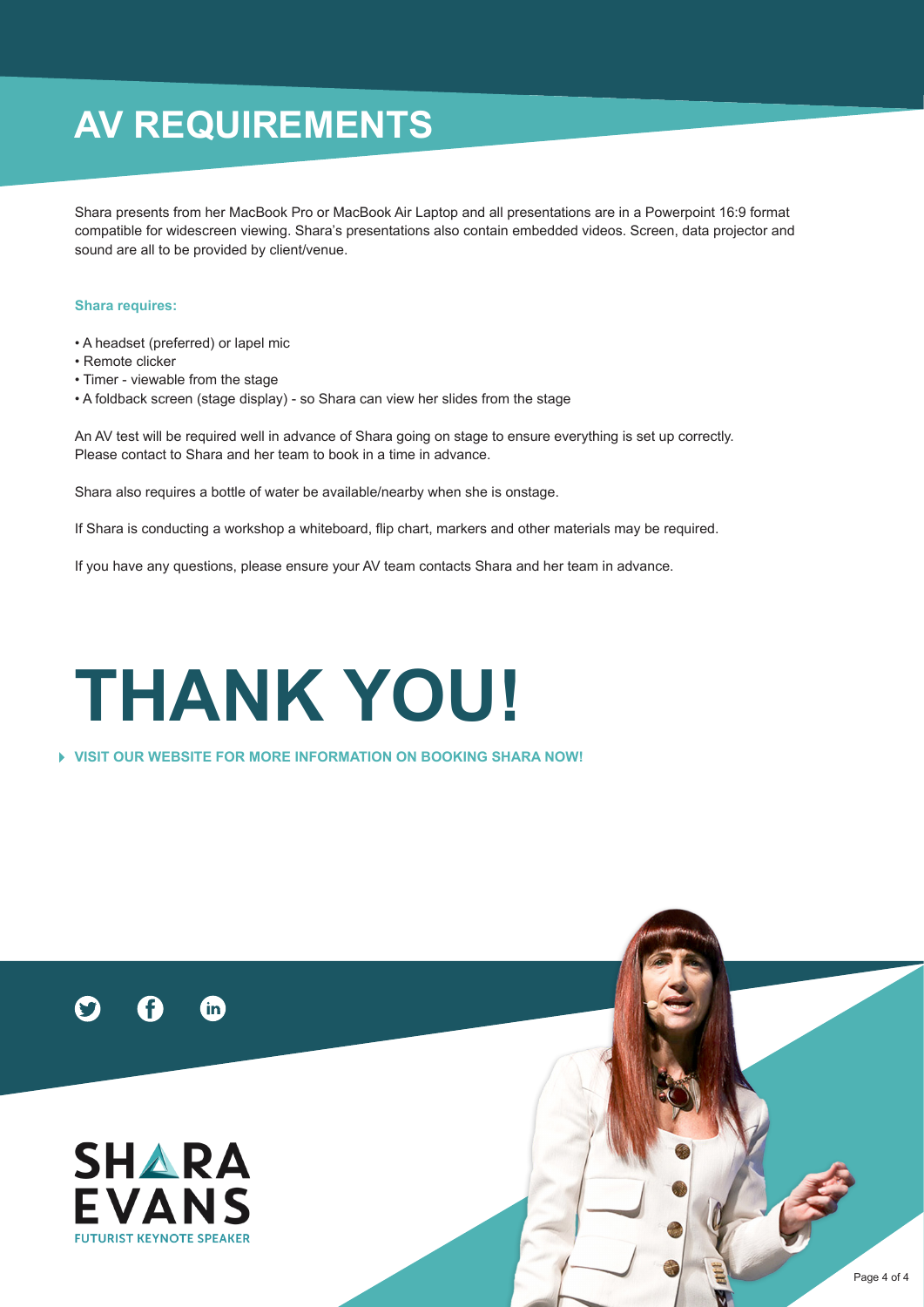# AV REQUIREMENTS

Shara presents from her MacBook Pro or MacBook Air Laptop and all presentations are in a Powerpoint 16:9 format compatible for widescreen viewing. Shara's presentations also contain embedded videos. Screen, data projector and sound are all to be provided by client/venue.

**Shara requires:**

- A headset (preferred) or lapel mic
- Remote clicker
- Timer - viewable from the stage
- A foldback screen (stage display) - so Shara can view her slides from the stage

An AV test will be required well in advance of Shara going on stage to ensure everything is set up correctly. Please contact to Shara and her team to book in a time in advance.

Shara also requires a bottle of water be available/nearby when she is onstage.

If Shara is conducting a workshop a whiteboard, flip chart, markers and other materials may be required.

If you have any questions, please ensure your AV team contacts Shara and her team in advance.

# THANK YOU!

**VISIT OUR WEBSITE FOR MORE INFORMATION ON BOOKING SHARA NOW!**

SHARA EVANS

FUTURIST KEYNOTE SPEAKER